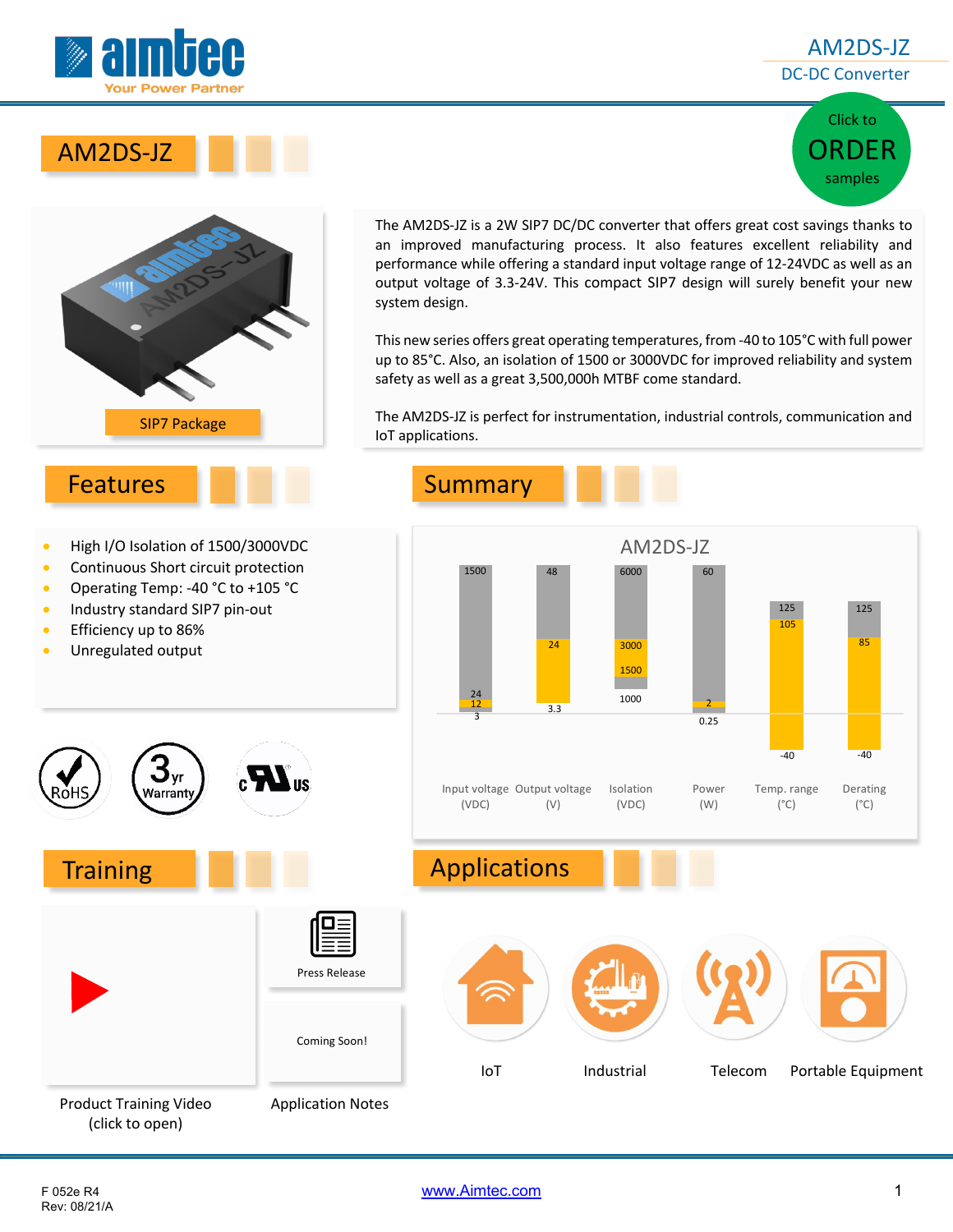# AM2DS-JZ

DC-DC Converter

Click to ORDER samples

SIP7 Package

The AM2DS-JZ is a 2W SIP7 DC/DC converter that offers great cost savings thanks to an improved manufacturing process. It also features excellent reliability and performance while offering a standard input voltage range of 12-24VDC as well as an output voltage of 3.3-24V. This compact SIP7 design will surely benefit your new system design.

This new series offers great operating temperatures, from -40 to 105°C with full power up to 85°C. Also, an isolation of 1500 or 3000VDC for improved reliability and system safety as well as a great 3,500,000h MTBF come standard.

The AM2DS-JZ is perfect for instrumentation, industrial controls, communication and IoT applications.

## Features

- High I/O Isolation of 1500/3000VDC
- Continuous Short circuit protection
- Operating Temp: -40 °C to +105 °C
- Industry standard SIP7 pin-out
- Efficiency up to 86%
- Unregulated output

RoHS · 3yr Warranty · c UL us

## Summary

AM2DS-JZ

| Input voltage (VDC) | Output voltage (V) | Isolation (VDC) | Power (W) | Temp. range (°C) | Derating (°C) |
|---|---|---|---|---|---|
| 1500 | 48 | 6000 | 60 | 125 | 125 |
| 24 | 24 | 3000 | 2 | 105 | 85 |
| 12 | 3.3 | 1500 | 0.25 | -40 | -40 |
| 3 | | 1000 | | | |

## Training

Product Training Video (click to open)

Press Release

Coming Soon!

Application Notes

## Applications

IoT

Industrial

Telecom

Portable Equipment

F 052e R4
Rev: 08/21/A

www.Aimtec.com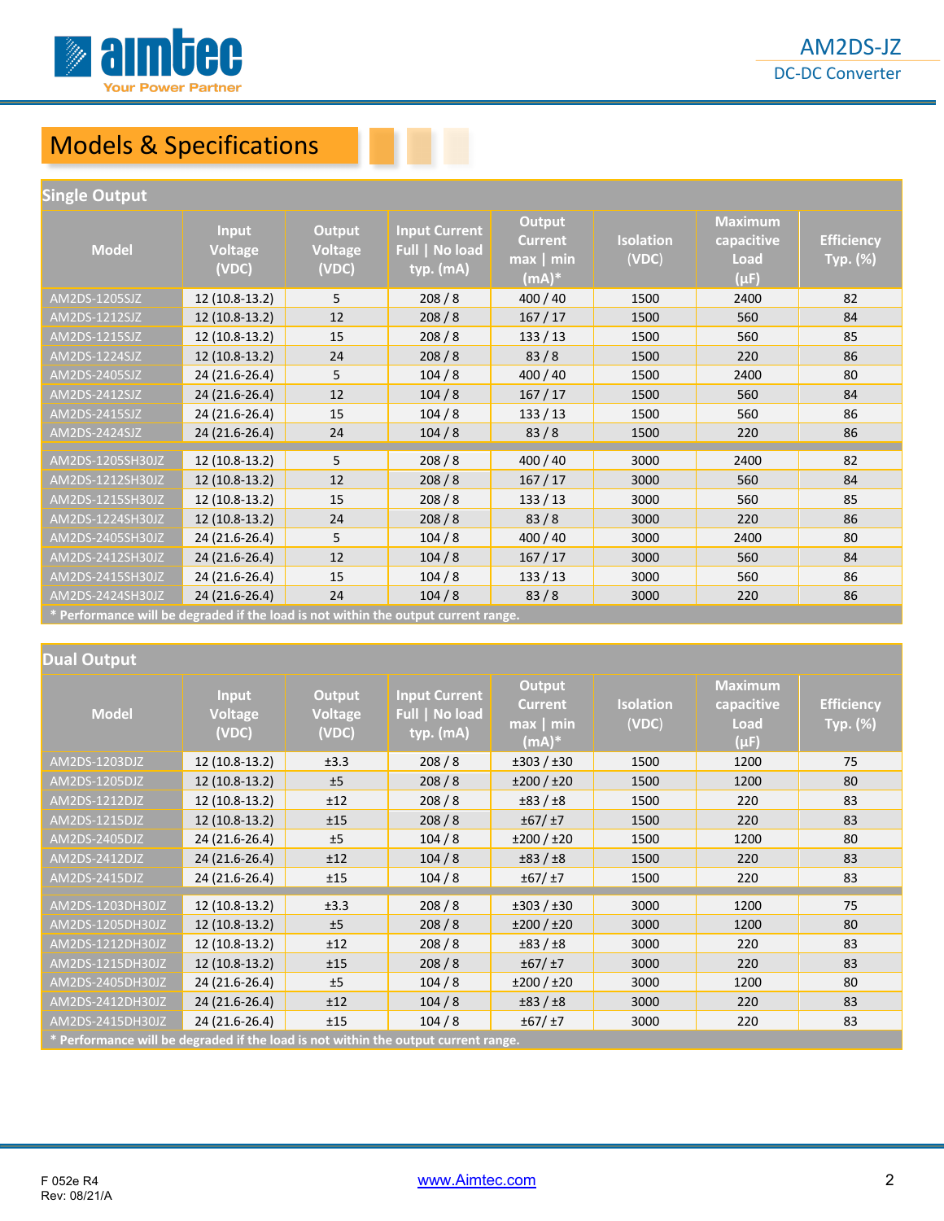## Models & Specifications

### Single Output

| Model | Input Voltage (VDC) | Output Voltage (VDC) | Input Current Full \| No load typ. (mA) | Output Current max \| min (mA)* | Isolation (VDC) | Maximum capacitive Load (µF) | Efficiency Typ. (%) |
|---|---|---|---|---|---|---|---|
| AM2DS-1205SJZ | 12 (10.8-13.2) | 5 | 208 / 8 | 400 / 40 | 1500 | 2400 | 82 |
| AM2DS-1212SJZ | 12 (10.8-13.2) | 12 | 208 / 8 | 167 / 17 | 1500 | 560 | 84 |
| AM2DS-1215SJZ | 12 (10.8-13.2) | 15 | 208 / 8 | 133 / 13 | 1500 | 560 | 85 |
| AM2DS-1224SJZ | 12 (10.8-13.2) | 24 | 208 / 8 | 83 / 8 | 1500 | 220 | 86 |
| AM2DS-2405SJZ | 24 (21.6-26.4) | 5 | 104 / 8 | 400 / 40 | 1500 | 2400 | 80 |
| AM2DS-2412SJZ | 24 (21.6-26.4) | 12 | 104 / 8 | 167 / 17 | 1500 | 560 | 84 |
| AM2DS-2415SJZ | 24 (21.6-26.4) | 15 | 104 / 8 | 133 / 13 | 1500 | 560 | 86 |
| AM2DS-2424SJZ | 24 (21.6-26.4) | 24 | 104 / 8 | 83 / 8 | 1500 | 220 | 86 |
| AM2DS-1205SH30JZ | 12 (10.8-13.2) | 5 | 208 / 8 | 400 / 40 | 3000 | 2400 | 82 |
| AM2DS-1212SH30JZ | 12 (10.8-13.2) | 12 | 208 / 8 | 167 / 17 | 3000 | 560 | 84 |
| AM2DS-1215SH30JZ | 12 (10.8-13.2) | 15 | 208 / 8 | 133 / 13 | 3000 | 560 | 85 |
| AM2DS-1224SH30JZ | 12 (10.8-13.2) | 24 | 208 / 8 | 83 / 8 | 3000 | 220 | 86 |
| AM2DS-2405SH30JZ | 24 (21.6-26.4) | 5 | 104 / 8 | 400 / 40 | 3000 | 2400 | 80 |
| AM2DS-2412SH30JZ | 24 (21.6-26.4) | 12 | 104 / 8 | 167 / 17 | 3000 | 560 | 84 |
| AM2DS-2415SH30JZ | 24 (21.6-26.4) | 15 | 104 / 8 | 133 / 13 | 3000 | 560 | 86 |
| AM2DS-2424SH30JZ | 24 (21.6-26.4) | 24 | 104 / 8 | 83 / 8 | 3000 | 220 | 86 |

* Performance will be degraded if the load is not within the output current range.

### Dual Output

| Model | Input Voltage (VDC) | Output Voltage (VDC) | Input Current Full \| No load typ. (mA) | Output Current max \| min (mA)* | Isolation (VDC) | Maximum capacitive Load (µF) | Efficiency Typ. (%) |
|---|---|---|---|---|---|---|---|
| AM2DS-1203DJZ | 12 (10.8-13.2) | ±3.3 | 208 / 8 | ±303 / ±30 | 1500 | 1200 | 75 |
| AM2DS-1205DJZ | 12 (10.8-13.2) | ±5 | 208 / 8 | ±200 / ±20 | 1500 | 1200 | 80 |
| AM2DS-1212DJZ | 12 (10.8-13.2) | ±12 | 208 / 8 | ±83 / ±8 | 1500 | 220 | 83 |
| AM2DS-1215DJZ | 12 (10.8-13.2) | ±15 | 208 / 8 | ±67/ ±7 | 1500 | 220 | 83 |
| AM2DS-2405DJZ | 24 (21.6-26.4) | ±5 | 104 / 8 | ±200 / ±20 | 1500 | 1200 | 80 |
| AM2DS-2412DJZ | 24 (21.6-26.4) | ±12 | 104 / 8 | ±83 / ±8 | 1500 | 220 | 83 |
| AM2DS-2415DJZ | 24 (21.6-26.4) | ±15 | 104 / 8 | ±67/ ±7 | 1500 | 220 | 83 |
| AM2DS-1203DH30JZ | 12 (10.8-13.2) | ±3.3 | 208 / 8 | ±303 / ±30 | 3000 | 1200 | 75 |
| AM2DS-1205DH30JZ | 12 (10.8-13.2) | ±5 | 208 / 8 | ±200 / ±20 | 3000 | 1200 | 80 |
| AM2DS-1212DH30JZ | 12 (10.8-13.2) | ±12 | 208 / 8 | ±83 / ±8 | 3000 | 220 | 83 |
| AM2DS-1215DH30JZ | 12 (10.8-13.2) | ±15 | 208 / 8 | ±67/ ±7 | 3000 | 220 | 83 |
| AM2DS-2405DH30JZ | 24 (21.6-26.4) | ±5 | 104 / 8 | ±200 / ±20 | 3000 | 1200 | 80 |
| AM2DS-2412DH30JZ | 24 (21.6-26.4) | ±12 | 104 / 8 | ±83 / ±8 | 3000 | 220 | 83 |
| AM2DS-2415DH30JZ | 24 (21.6-26.4) | ±15 | 104 / 8 | ±67/ ±7 | 3000 | 220 | 83 |

* Performance will be degraded if the load is not within the output current range.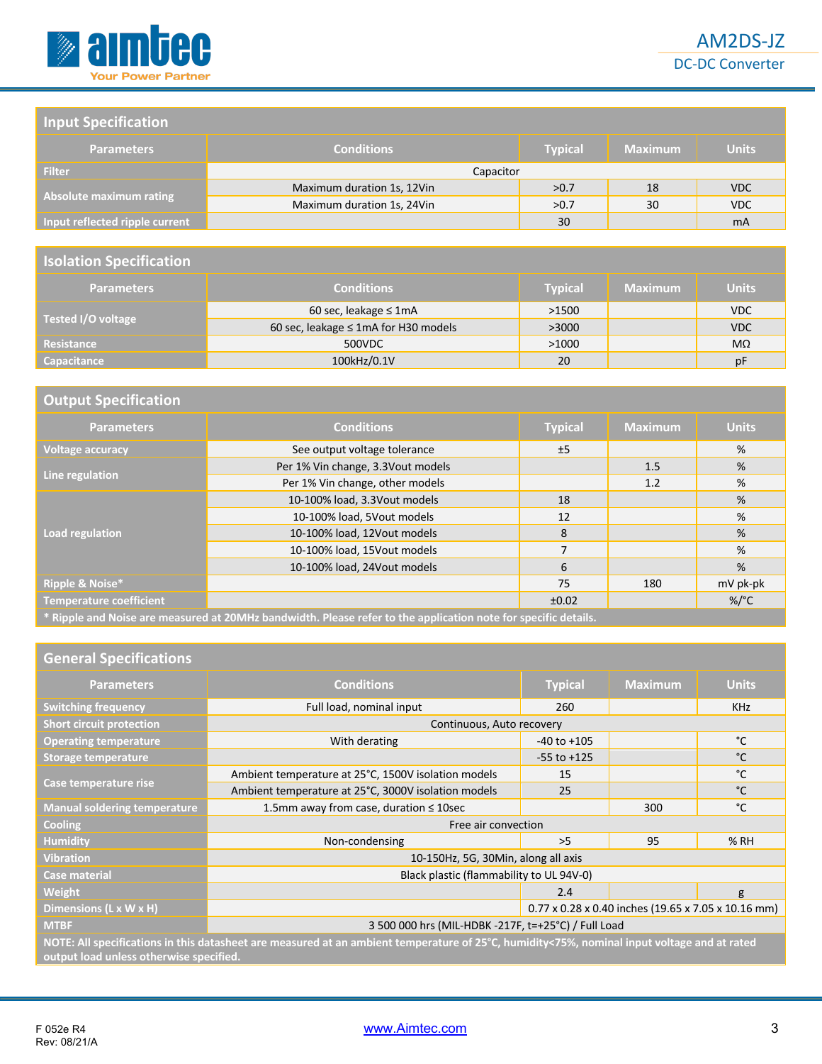## Input Specification

| Parameters | Conditions | Typical | Maximum | Units |
|---|---|---|---|---|
| Filter | Capacitor | | | |
| Absolute maximum rating | Maximum duration 1s, 12Vin | >0.7 | 18 | VDC |
| | Maximum duration 1s, 24Vin | >0.7 | 30 | VDC |
| Input reflected ripple current | | 30 | | mA |

## Isolation Specification

| Parameters | Conditions | Typical | Maximum | Units |
|---|---|---|---|---|
| Tested I/O voltage | 60 sec, leakage ≤ 1mA | >1500 | | VDC |
| | 60 sec, leakage ≤ 1mA for H30 models | >3000 | | VDC |
| Resistance | 500VDC | >1000 | | MΩ |
| Capacitance | 100kHz/0.1V | 20 | | pF |

## Output Specification

| Parameters | Conditions | Typical | Maximum | Units |
|---|---|---|---|---|
| Voltage accuracy | See output voltage tolerance | ±5 | | % |
| Line regulation | Per 1% Vin change, 3.3Vout models | | 1.5 | % |
| | Per 1% Vin change, other models | | 1.2 | % |
| Load regulation | 10-100% load, 3.3Vout models | 18 | | % |
| | 10-100% load, 5Vout models | 12 | | % |
| | 10-100% load, 12Vout models | 8 | | % |
| | 10-100% load, 15Vout models | 7 | | % |
| | 10-100% load, 24Vout models | 6 | | % |
| Ripple & Noise* | | 75 | 180 | mV pk-pk |
| Temperature coefficient | | ±0.02 | | %/°C |

* Ripple and Noise are measured at 20MHz bandwidth. Please refer to the application note for specific details.

## General Specifications

| Parameters | Conditions | Typical | Maximum | Units |
|---|---|---|---|---|
| Switching frequency | Full load, nominal input | 260 | | KHz |
| Short circuit protection | Continuous, Auto recovery | | | |
| Operating temperature | With derating | -40 to +105 | | °C |
| Storage temperature | | -55 to +125 | | °C |
| Case temperature rise | Ambient temperature at 25°C, 1500V isolation models | 15 | | °C |
| | Ambient temperature at 25°C, 3000V isolation models | 25 | | °C |
| Manual soldering temperature | 1.5mm away from case, duration ≤ 10sec | | 300 | °C |
| Cooling | Free air convection | | | |
| Humidity | Non-condensing | >5 | 95 | % RH |
| Vibration | 10-150Hz, 5G, 30Min, along all axis | | | |
| Case material | Black plastic (flammability to UL 94V-0) | | | |
| Weight | | 2.4 | | g |
| Dimensions (L x W x H) | | 0.77 x 0.28 x 0.40 inches (19.65 x 7.05 x 10.16 mm) | | |
| MTBF | 3 500 000 hrs (MIL-HDBK -217F, t=+25°C) / Full Load | | | |

**NOTE: All specifications in this datasheet are measured at an ambient temperature of 25°C, humidity<75%, nominal input voltage and at rated output load unless otherwise specified.**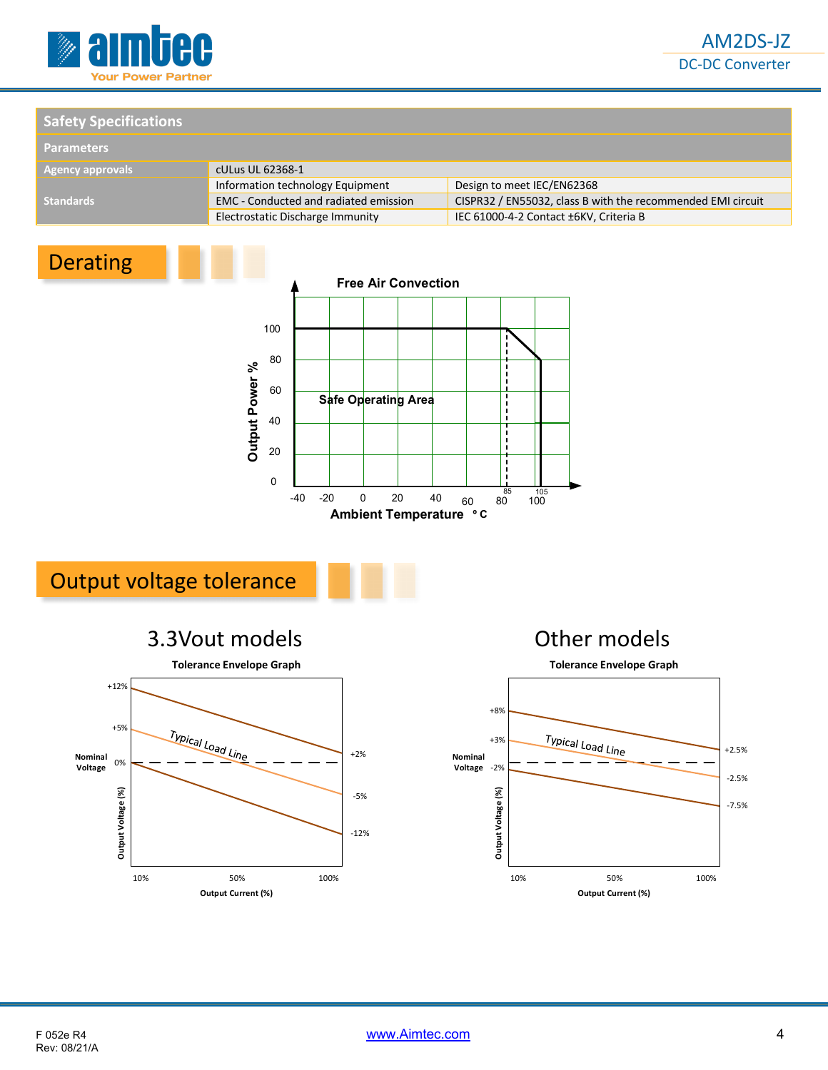## Safety Specifications

| Parameters | | |
|---|---|---|
| Agency approvals | cULus UL 62368-1 | |
| Standards | Information technology Equipment | Design to meet IEC/EN62368 |
| | EMC - Conducted and radiated emission | CISPR32 / EN55032, class B with the recommended EMI circuit |
| | Electrostatic Discharge Immunity | IEC 61000-4-2 Contact ±6KV, Criteria B |

## Derating

Free Air Convection

Output Power %: 100, 80, 60, 40, 20, 0

Safe Operating Area

Ambient Temperature °C: -40, -20, 0, 20, 40, 60, 80, 85, 100, 105

## Output voltage tolerance

### 3.3Vout models

Tolerance Envelope Graph

Nominal Voltage; Output Voltage (%): +12%, +5%, 0%; +2%, -5%, -12%

Typical Load Line

Output Current (%): 10%, 50%, 100%

### Other models

Tolerance Envelope Graph

Nominal Voltage; Output Voltage (%): +8%, +3%, -2%; +2.5%, -2.5%, -7.5%

Typical Load Line

Output Current (%): 10%, 50%, 100%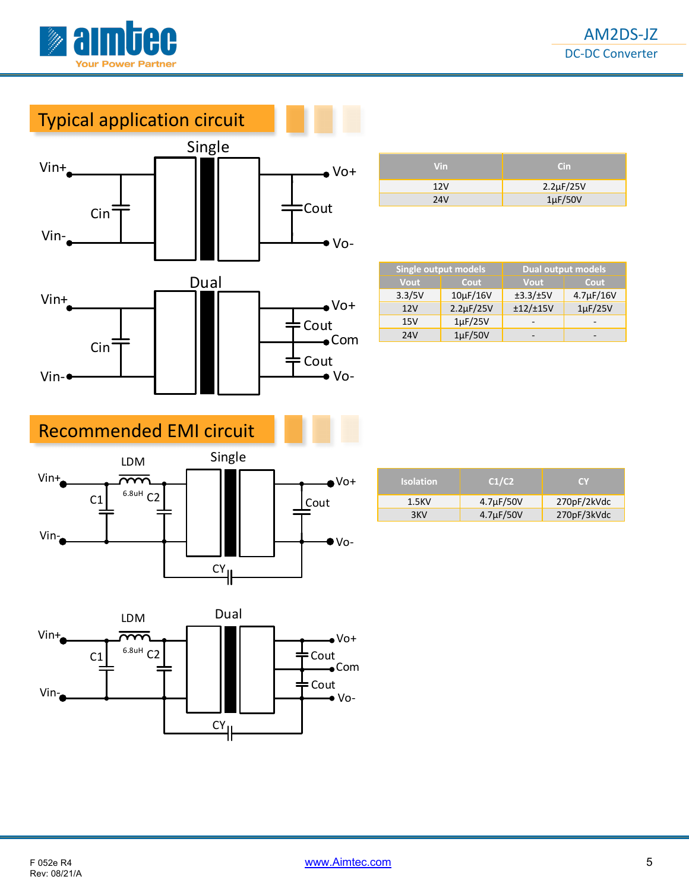## Typical application circuit

Single

Vin+ Vo+

Cin Cout

Vin- Vo-

Dual

Vin+ Vo+

Cout

Cin Com

Cout

Vin- Vo-

| Vin | Cin |
|---|---|
| 12V | 2.2µF/25V |
| 24V | 1µF/50V |

| Single output models | | Dual output models | |
|---|---|---|---|
| Vout | Cout | Vout | Cout |
| 3.3/5V | 10µF/16V | ±3.3/±5V | 4.7µF/16V |
| 12V | 2.2µF/25V | ±12/±15V | 1µF/25V |
| 15V | 1µF/25V | - | - |
| 24V | 1µF/50V | - | - |

## Recommended EMI circuit

Single

LDM 6.8uH

Vin+ Vo+

C1 C2 Cout

Vin- Vo-

CY

Dual

LDM 6.8uH

Vin+ Vo+

C1 C2 Cout

Com

Cout

Vin- Vo-

CY

| Isolation | C1/C2 | CY |
|---|---|---|
| 1.5KV | 4.7µF/50V | 270pF/2kVdc |
| 3KV | 4.7µF/50V | 270pF/3kVdc |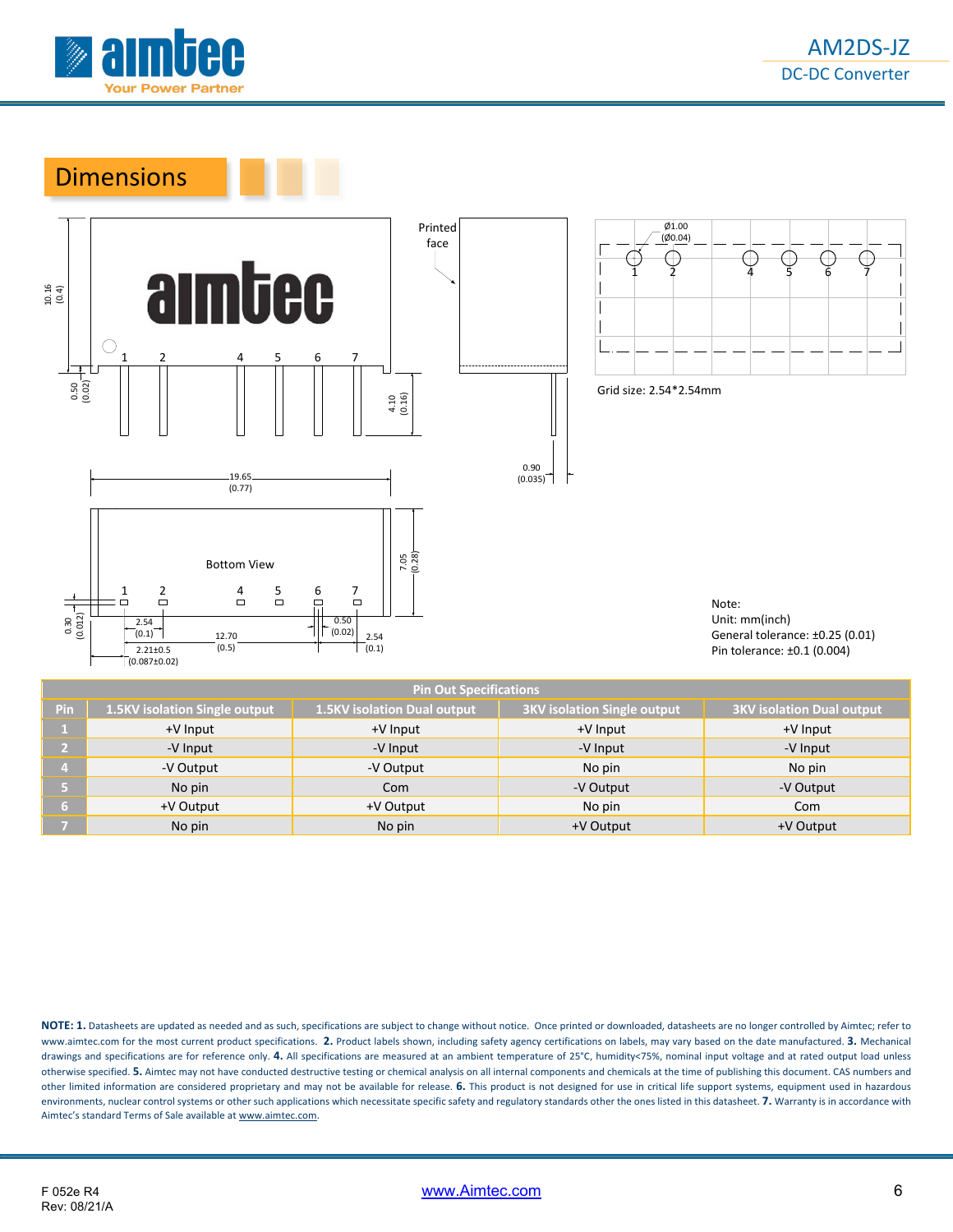## Dimensions

10.16
(0.4)

0.50
(0.02)

4.10
(0.16)

Printed face

0.90
(0.035)

19.65
(0.77)

Bottom View

7.05
(0.28)

0.30
(0.012)

2.54
(0.1)

2.21±0.5
(0.087±0.02)

12.70
(0.5)

0.50
(0.02)

2.54
(0.1)

Ø1.00
(Ø0.04)

Grid size: 2.54*2.54mm

Note:
Unit: mm(inch)
General tolerance: ±0.25 (0.01)
Pin tolerance: ±0.1 (0.004)

| Pin Out Specifications | | | | |
|---|---|---|---|---|
| **Pin** | **1.5KV isolation Single output** | **1.5KV isolation Dual output** | **3KV isolation Single output** | **3KV isolation Dual output** |
| 1 | +V Input | +V Input | +V Input | +V Input |
| 2 | -V Input | -V Input | -V Input | -V Input |
| 4 | -V Output | -V Output | No pin | No pin |
| 5 | No pin | Com | -V Output | -V Output |
| 6 | +V Output | +V Output | No pin | Com |
| 7 | No pin | No pin | +V Output | +V Output |

**NOTE: 1.** Datasheets are updated as needed and as such, specifications are subject to change without notice. Once printed or downloaded, datasheets are no longer controlled by Aimtec; refer to www.aimtec.com for the most current product specifications. **2.** Product labels shown, including safety agency certifications on labels, may vary based on the date manufactured. **3.** Mechanical drawings and specifications are for reference only. **4.** All specifications are measured at an ambient temperature of 25°C, humidity<75%, nominal input voltage and at rated output load unless otherwise specified. **5.** Aimtec may not have conducted destructive testing or chemical analysis on all internal components and chemicals at the time of publishing this document. CAS numbers and other limited information are considered proprietary and may not be available for release. **6.** This product is not designed for use in critical life support systems, equipment used in hazardous environments, nuclear control systems or other such applications which necessitate specific safety and regulatory standards other the ones listed in this datasheet. **7.** Warranty is in accordance with Aimtec's standard Terms of Sale available at www.aimtec.com.